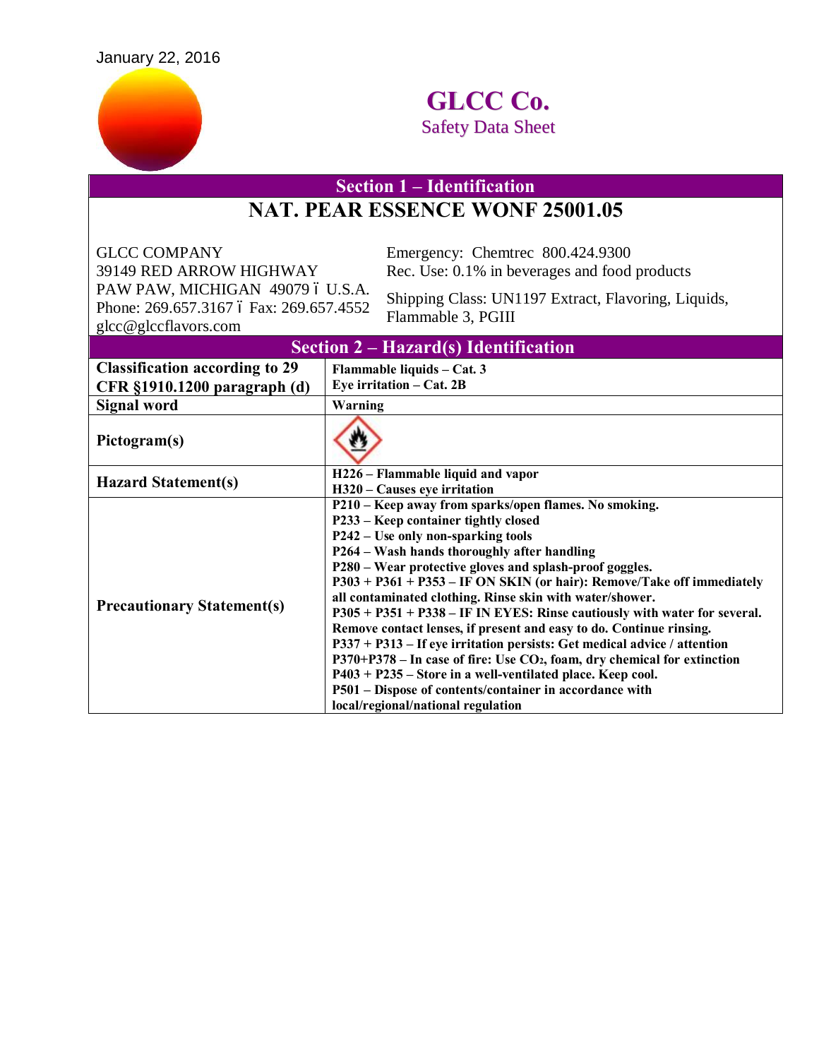January 22, 2016

# GLCC Co.

Safety Data Sheet

## Section 1 – Identification

### NAT. PEAR ESSENCE WONF 25001.05

GLCC COMPANY
39149 RED ARROW HIGHWAY
PAW PAW, MICHIGAN 49079 ï U.S.A.
Phone: 269.657.3167 ï Fax: 269.657.4552
glcc@glccflavors.com

Emergency: Chemtrec 800.424.9300
Rec. Use: 0.1% in beverages and food products

Shipping Class: UN1197 Extract, Flavoring, Liquids, Flammable 3, PGIII

## Section 2 – Hazard(s) Identification

| | |
|---|---|
| **Classification according to 29 CFR §1910.1200 paragraph (d)** | **Flammable liquids – Cat. 3**<br>**Eye irritation – Cat. 2B** |
| **Signal word** | **Warning** |
| **Pictogram(s)** | |
| **Hazard Statement(s)** | **H226 – Flammable liquid and vapor**<br>**H320 – Causes eye irritation** |
| **Precautionary Statement(s)** | **P210 – Keep away from sparks/open flames. No smoking.**<br>**P233 – Keep container tightly closed**<br>**P242 – Use only non-sparking tools**<br>**P264 – Wash hands thoroughly after handling**<br>**P280 – Wear protective gloves and splash-proof goggles.**<br>**P303 + P361 + P353 – IF ON SKIN (or hair): Remove/Take off immediately all contaminated clothing. Rinse skin with water/shower.**<br>**P305 + P351 + P338 – IF IN EYES: Rinse cautiously with water for several. Remove contact lenses, if present and easy to do. Continue rinsing.**<br>**P337 + P313 – If eye irritation persists: Get medical advice / attention**<br>**P370+P378 – In case of fire: Use $CO_2$, foam, dry chemical for extinction**<br>**P403 + P235 – Store in a well-ventilated place. Keep cool.**<br>**P501 – Dispose of contents/container in accordance with local/regional/national regulation** |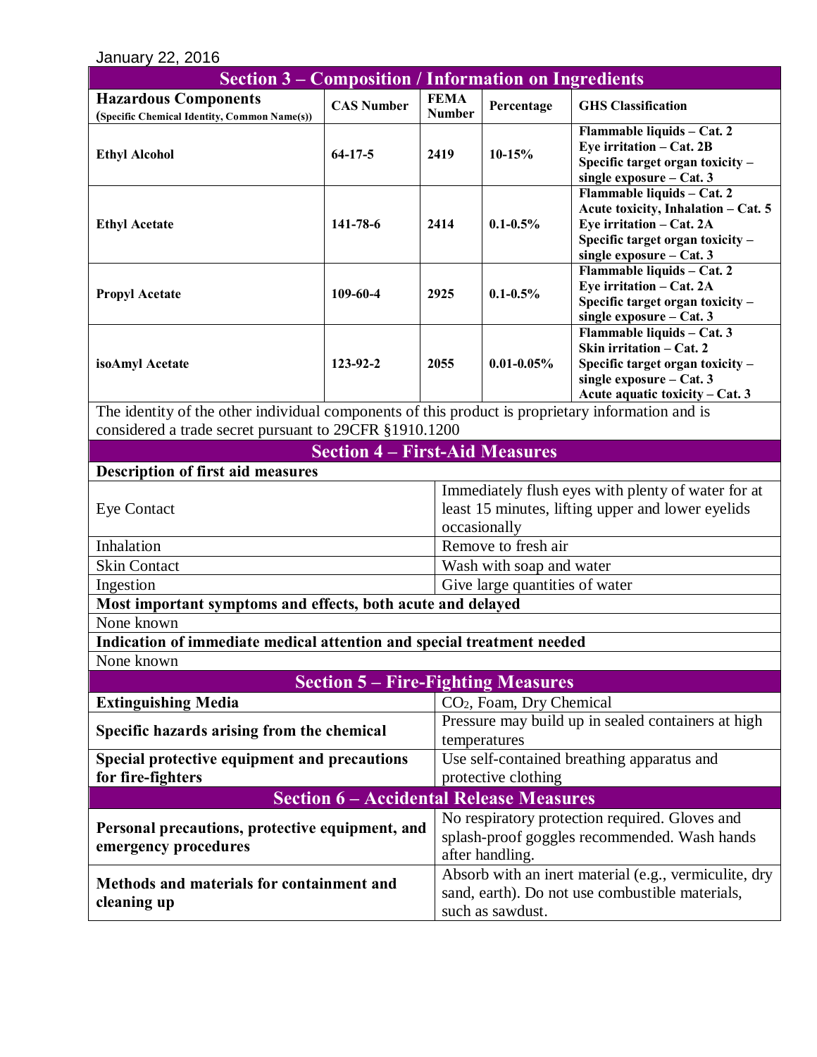January 22, 2016

## Section 3 – Composition / Information on Ingredients

| Hazardous Components (Specific Chemical Identity, Common Name(s)) | CAS Number | FEMA Number | Percentage | GHS Classification |
|---|---|---|---|---|
| Ethyl Alcohol | 64-17-5 | 2419 | 10-15% | Flammable liquids – Cat. 2<br>Eye irritation – Cat. 2B<br>Specific target organ toxicity – single exposure – Cat. 3 |
| Ethyl Acetate | 141-78-6 | 2414 | 0.1-0.5% | Flammable liquids – Cat. 2<br>Acute toxicity, Inhalation – Cat. 5<br>Eye irritation – Cat. 2A<br>Specific target organ toxicity – single exposure – Cat. 3 |
| Propyl Acetate | 109-60-4 | 2925 | 0.1-0.5% | Flammable liquids – Cat. 2<br>Eye irritation – Cat. 2A<br>Specific target organ toxicity – single exposure – Cat. 3 |
| isoAmyl Acetate | 123-92-2 | 2055 | 0.01-0.05% | Flammable liquids – Cat. 3<br>Skin irritation – Cat. 2<br>Specific target organ toxicity – single exposure – Cat. 3<br>Acute aquatic toxicity – Cat. 3 |

The identity of the other individual components of this product is proprietary information and is considered a trade secret pursuant to 29CFR §1910.1200

## Section 4 – First-Aid Measures

**Description of first aid measures**

| | |
|---|---|
| Eye Contact | Immediately flush eyes with plenty of water for at least 15 minutes, lifting upper and lower eyelids occasionally |
| Inhalation | Remove to fresh air |
| Skin Contact | Wash with soap and water |
| Ingestion | Give large quantities of water |

**Most important symptoms and effects, both acute and delayed**

None known

**Indication of immediate medical attention and special treatment needed**

None known

## Section 5 – Fire-Fighting Measures

| | |
|---|---|
| **Extinguishing Media** | $CO_2$, Foam, Dry Chemical |
| **Specific hazards arising from the chemical** | Pressure may build up in sealed containers at high temperatures |
| **Special protective equipment and precautions for fire-fighters** | Use self-contained breathing apparatus and protective clothing |

## Section 6 – Accidental Release Measures

| | |
|---|---|
| **Personal precautions, protective equipment, and emergency procedures** | No respiratory protection required. Gloves and splash-proof goggles recommended. Wash hands after handling. |
| **Methods and materials for containment and cleaning up** | Absorb with an inert material (e.g., vermiculite, dry sand, earth). Do not use combustible materials, such as sawdust. |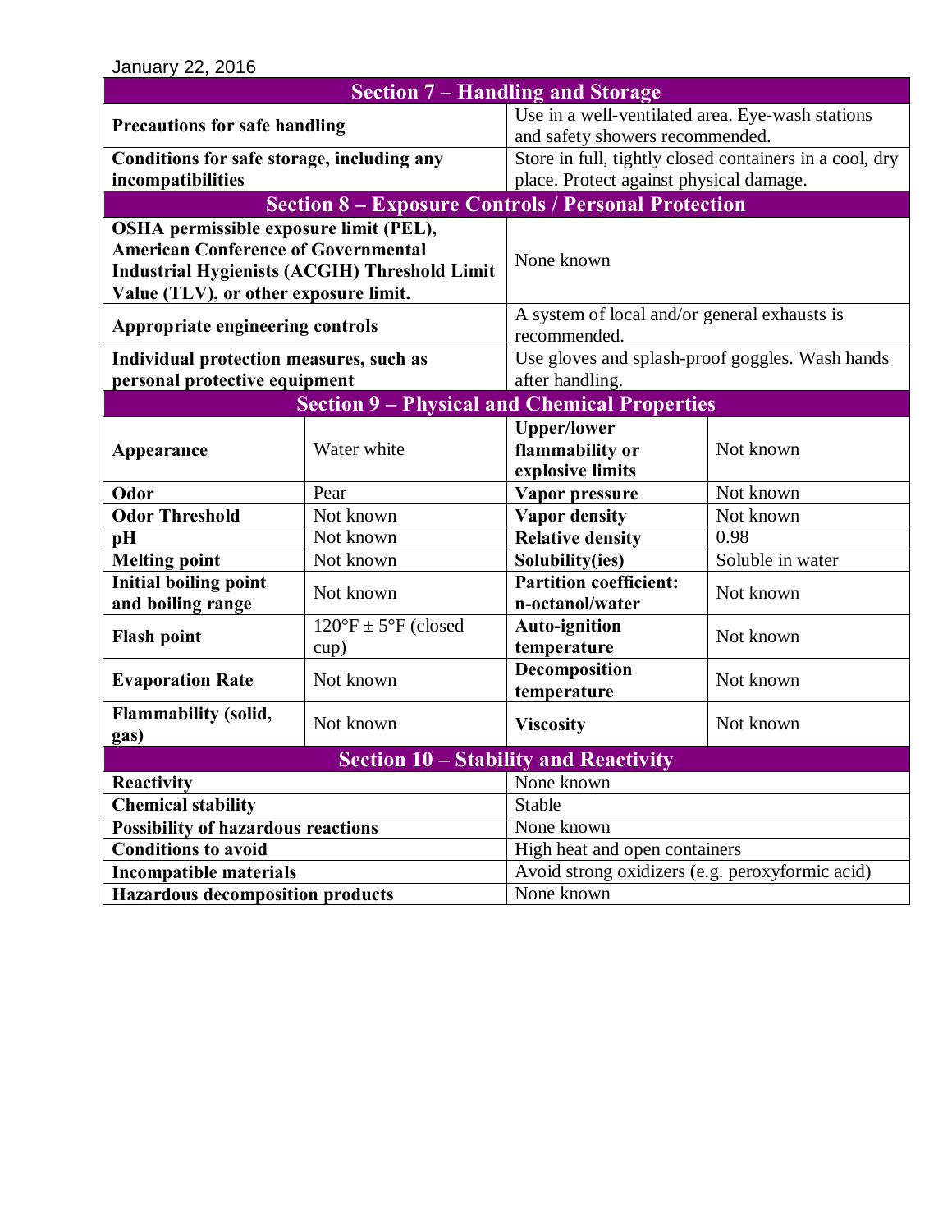January 22, 2016

## Section 7 – Handling and Storage

| | |
|---|---|
| **Precautions for safe handling** | Use in a well-ventilated area. Eye-wash stations and safety showers recommended. |
| **Conditions for safe storage, including any incompatibilities** | Store in full, tightly closed containers in a cool, dry place. Protect against physical damage. |

## Section 8 – Exposure Controls / Personal Protection

| | |
|---|---|
| **OSHA permissible exposure limit (PEL), American Conference of Governmental Industrial Hygienists (ACGIH) Threshold Limit Value (TLV), or other exposure limit.** | None known |
| **Appropriate engineering controls** | A system of local and/or general exhausts is recommended. |
| **Individual protection measures, such as personal protective equipment** | Use gloves and splash-proof goggles. Wash hands after handling. |

## Section 9 – Physical and Chemical Properties

| | | | |
|---|---|---|---|
| **Appearance** | Water white | **Upper/lower flammability or explosive limits** | Not known |
| **Odor** | Pear | **Vapor pressure** | Not known |
| **Odor Threshold** | Not known | **Vapor density** | Not known |
| **pH** | Not known | **Relative density** | 0.98 |
| **Melting point** | Not known | **Solubility(ies)** | Soluble in water |
| **Initial boiling point and boiling range** | Not known | **Partition coefficient: n-octanol/water** | Not known |
| **Flash point** | 120°F ± 5°F (closed cup) | **Auto-ignition temperature** | Not known |
| **Evaporation Rate** | Not known | **Decomposition temperature** | Not known |
| **Flammability (solid, gas)** | Not known | **Viscosity** | Not known |

## Section 10 – Stability and Reactivity

| | |
|---|---|
| **Reactivity** | None known |
| **Chemical stability** | Stable |
| **Possibility of hazardous reactions** | None known |
| **Conditions to avoid** | High heat and open containers |
| **Incompatible materials** | Avoid strong oxidizers (e.g. peroxyformic acid) |
| **Hazardous decomposition products** | None known |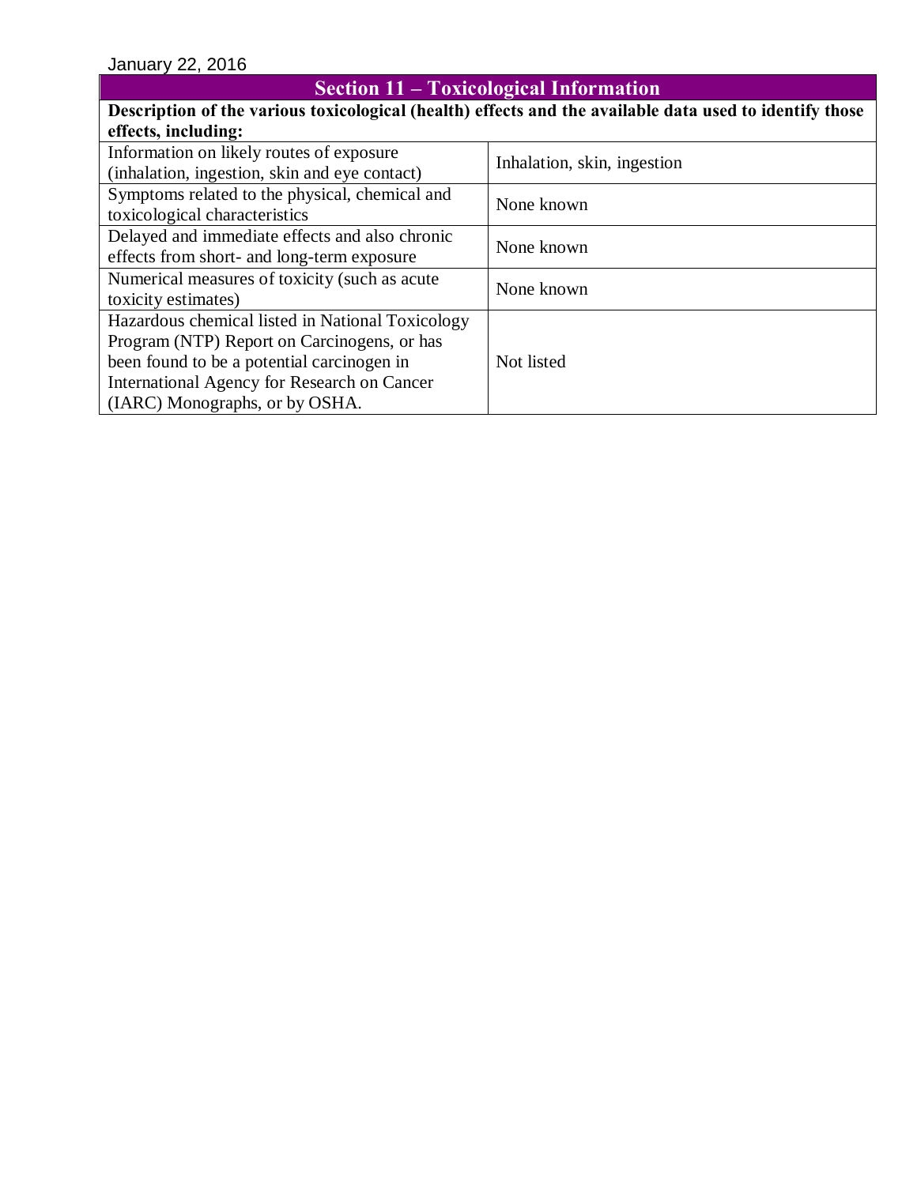January 22, 2016

## Section 11 – Toxicological Information

**Description of the various toxicological (health) effects and the available data used to identify those effects, including:**

| | |
|---|---|
| Information on likely routes of exposure (inhalation, ingestion, skin and eye contact) | Inhalation, skin, ingestion |
| Symptoms related to the physical, chemical and toxicological characteristics | None known |
| Delayed and immediate effects and also chronic effects from short- and long-term exposure | None known |
| Numerical measures of toxicity (such as acute toxicity estimates) | None known |
| Hazardous chemical listed in National Toxicology Program (NTP) Report on Carcinogens, or has been found to be a potential carcinogen in International Agency for Research on Cancer (IARC) Monographs, or by OSHA. | Not listed |